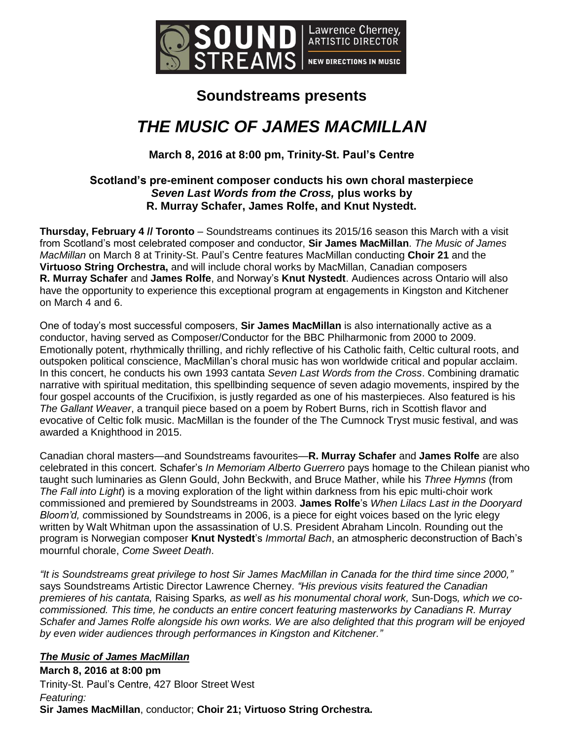SOUND STREAMS | Lawrence Cherney, ARTISTIC DIRECTOR | NEW DIRECTIONS IN MUSIC

## Soundstreams presents

# *THE MUSIC OF JAMES MACMILLAN*

**March 8, 2016 at 8:00 pm, Trinity-St. Paul's Centre**

**Scotland's pre-eminent composer conducts his own choral masterpiece *Seven Last Words from the Cross,* plus works by R. Murray Schafer, James Rolfe, and Knut Nystedt.**

**Thursday, February 4 // Toronto** – Soundstreams continues its 2015/16 season this March with a visit from Scotland's most celebrated composer and conductor, **Sir James MacMillan**. *The Music of James MacMillan* on March 8 at Trinity-St. Paul's Centre features MacMillan conducting **Choir 21** and the **Virtuoso String Orchestra,** and will include choral works by MacMillan, Canadian composers **R. Murray Schafer** and **James Rolfe**, and Norway's **Knut Nystedt**. Audiences across Ontario will also have the opportunity to experience this exceptional program at engagements in Kingston and Kitchener on March 4 and 6.

One of today's most successful composers, **Sir James MacMillan** is also internationally active as a conductor, having served as Composer/Conductor for the BBC Philharmonic from 2000 to 2009. Emotionally potent, rhythmically thrilling, and richly reflective of his Catholic faith, Celtic cultural roots, and outspoken political conscience, MacMillan's choral music has won worldwide critical and popular acclaim. In this concert, he conducts his own 1993 cantata *Seven Last Words from the Cross*. Combining dramatic narrative with spiritual meditation, this spellbinding sequence of seven adagio movements, inspired by the four gospel accounts of the Crucifixion, is justly regarded as one of his masterpieces. Also featured is his *The Gallant Weaver*, a tranquil piece based on a poem by Robert Burns, rich in Scottish flavor and evocative of Celtic folk music. MacMillan is the founder of the The Cumnock Tryst music festival, and was awarded a Knighthood in 2015.

Canadian choral masters—and Soundstreams favourites—**R. Murray Schafer** and **James Rolfe** are also celebrated in this concert. Schafer's *In Memoriam Alberto Guerrero* pays homage to the Chilean pianist who taught such luminaries as Glenn Gould, John Beckwith, and Bruce Mather, while his *Three Hymns* (from *The Fall into Light*) is a moving exploration of the light within darkness from his epic multi-choir work commissioned and premiered by Soundstreams in 2003. **James Rolfe**'s *When Lilacs Last in the Dooryard Bloom'd, c*ommissioned by Soundstreams in 2006, is a piece for eight voices based on the lyric elegy written by Walt Whitman upon the assassination of U.S. President Abraham Lincoln. Rounding out the program is Norwegian composer **Knut Nystedt**'s *Immortal Bach*, an atmospheric deconstruction of Bach's mournful chorale, *Come Sweet Death*.

*"It is Soundstreams great privilege to host Sir James MacMillan in Canada for the third time since 2000,"* says Soundstreams Artistic Director Lawrence Cherney. *"His previous visits featured the Canadian premieres of his cantata,* Raising Sparks*, as well as his monumental choral work,* Sun-Dogs*, which we co-commissioned. This time, he conducts an entire concert featuring masterworks by Canadians R. Murray Schafer and James Rolfe alongside his own works. We are also delighted that this program will be enjoyed by even wider audiences through performances in Kingston and Kitchener."*

***The Music of James MacMillan***

**March 8, 2016 at 8:00 pm**
Trinity-St. Paul's Centre, 427 Bloor Street West
*Featuring:*
**Sir James MacMillan**, conductor; **Choir 21; Virtuoso String Orchestra.**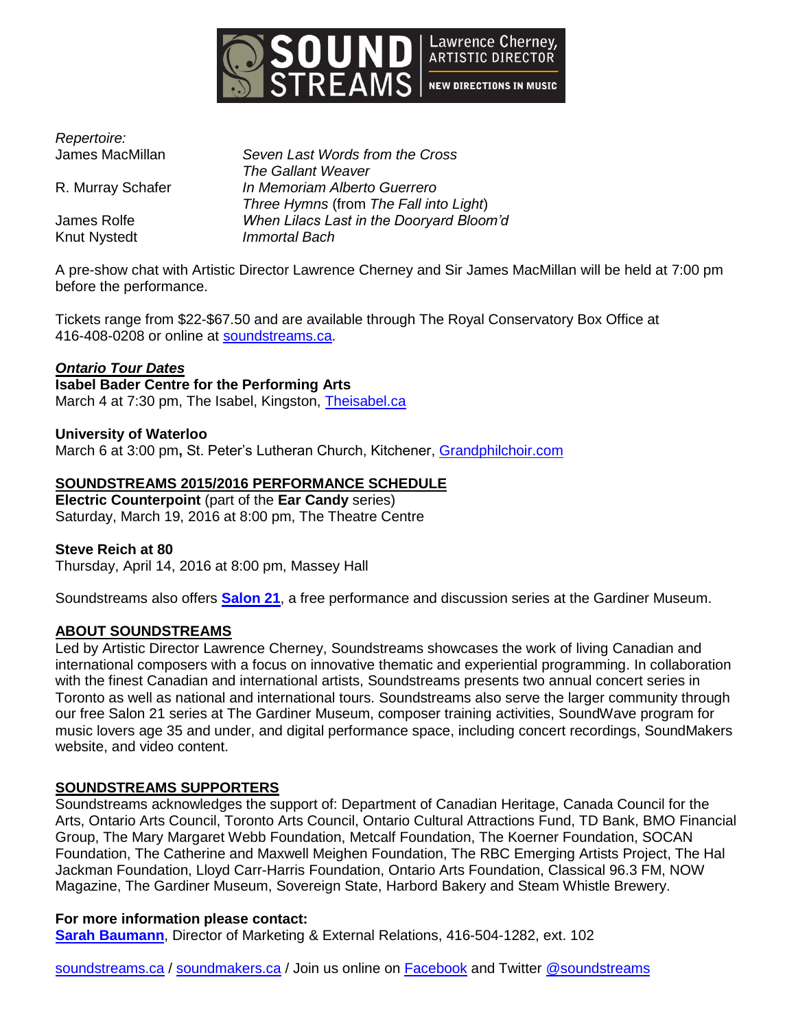*Repertoire:*

| | |
|---|---|
| James MacMillan | *Seven Last Words from the Cross* |
| | *The Gallant Weaver* |
| R. Murray Schafer | *In Memoriam Alberto Guerrero* |
| | *Three Hymns* (from *The Fall into Light*) |
| James Rolfe | *When Lilacs Last in the Dooryard Bloom'd* |
| Knut Nystedt | *Immortal Bach* |

A pre-show chat with Artistic Director Lawrence Cherney and Sir James MacMillan will be held at 7:00 pm before the performance.

Tickets range from $22-$67.50 and are available through The Royal Conservatory Box Office at 416-408-0208 or online at soundstreams.ca.

***Ontario Tour Dates***

**Isabel Bader Centre for the Performing Arts**
March 4 at 7:30 pm, The Isabel, Kingston, Theisabel.ca

**University of Waterloo**
March 6 at 3:00 pm**,** St. Peter's Lutheran Church, Kitchener, Grandphilchoir.com

**SOUNDSTREAMS 2015/2016 PERFORMANCE SCHEDULE**

**Electric Counterpoint** (part of the **Ear Candy** series)
Saturday, March 19, 2016 at 8:00 pm, The Theatre Centre

**Steve Reich at 80**
Thursday, April 14, 2016 at 8:00 pm, Massey Hall

Soundstreams also offers **Salon 21**, a free performance and discussion series at the Gardiner Museum.

**ABOUT SOUNDSTREAMS**

Led by Artistic Director Lawrence Cherney, Soundstreams showcases the work of living Canadian and international composers with a focus on innovative thematic and experiential programming. In collaboration with the finest Canadian and international artists, Soundstreams presents two annual concert series in Toronto as well as national and international tours. Soundstreams also serve the larger community through our free Salon 21 series at The Gardiner Museum, composer training activities, SoundWave program for music lovers age 35 and under, and digital performance space, including concert recordings, SoundMakers website, and video content.

**SOUNDSTREAMS SUPPORTERS**

Soundstreams acknowledges the support of: Department of Canadian Heritage, Canada Council for the Arts, Ontario Arts Council, Toronto Arts Council, Ontario Cultural Attractions Fund, TD Bank, BMO Financial Group, The Mary Margaret Webb Foundation, Metcalf Foundation, The Koerner Foundation, SOCAN Foundation, The Catherine and Maxwell Meighen Foundation, The RBC Emerging Artists Project, The Hal Jackman Foundation, Lloyd Carr-Harris Foundation, Ontario Arts Foundation, Classical 96.3 FM, NOW Magazine, The Gardiner Museum, Sovereign State, Harbord Bakery and Steam Whistle Brewery.

**For more information please contact:**

**Sarah Baumann**, Director of Marketing & External Relations, 416-504-1282, ext. 102

soundstreams.ca / soundmakers.ca / Join us online on Facebook and Twitter @soundstreams